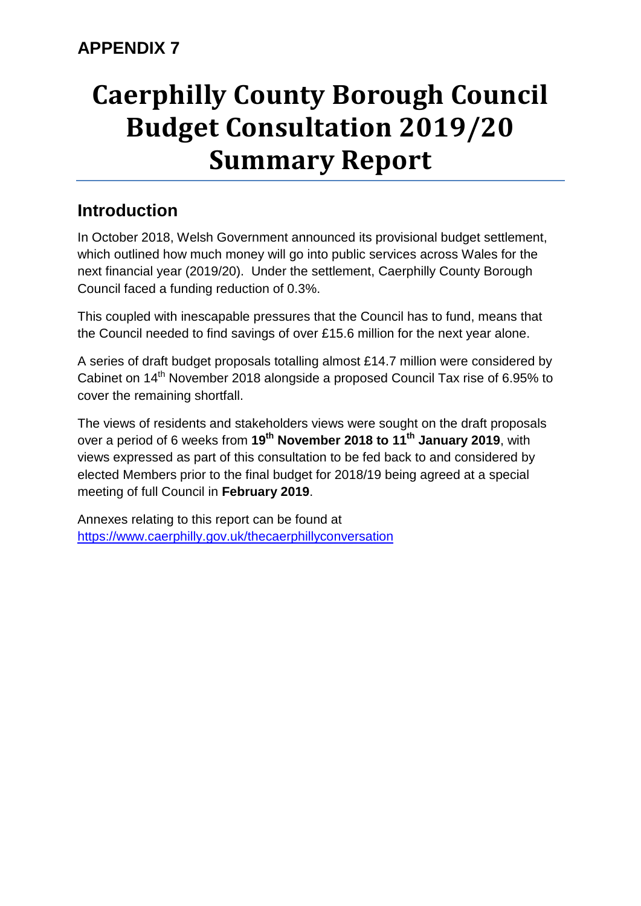**APPENDIX 7**

# Caerphilly County Borough Council Budget Consultation 2019/20 Summary Report

## Introduction

In October 2018, Welsh Government announced its provisional budget settlement, which outlined how much money will go into public services across Wales for the next financial year (2019/20). Under the settlement, Caerphilly County Borough Council faced a funding reduction of 0.3%.

This coupled with inescapable pressures that the Council has to fund, means that the Council needed to find savings of over £15.6 million for the next year alone.

A series of draft budget proposals totalling almost £14.7 million were considered by Cabinet on 14th November 2018 alongside a proposed Council Tax rise of 6.95% to cover the remaining shortfall.

The views of residents and stakeholders views were sought on the draft proposals over a period of 6 weeks from **19th November 2018 to 11th January 2019**, with views expressed as part of this consultation to be fed back to and considered by elected Members prior to the final budget for 2018/19 being agreed at a special meeting of full Council in **February 2019**.

Annexes relating to this report can be found at https://www.caerphilly.gov.uk/thecaerphillyconversation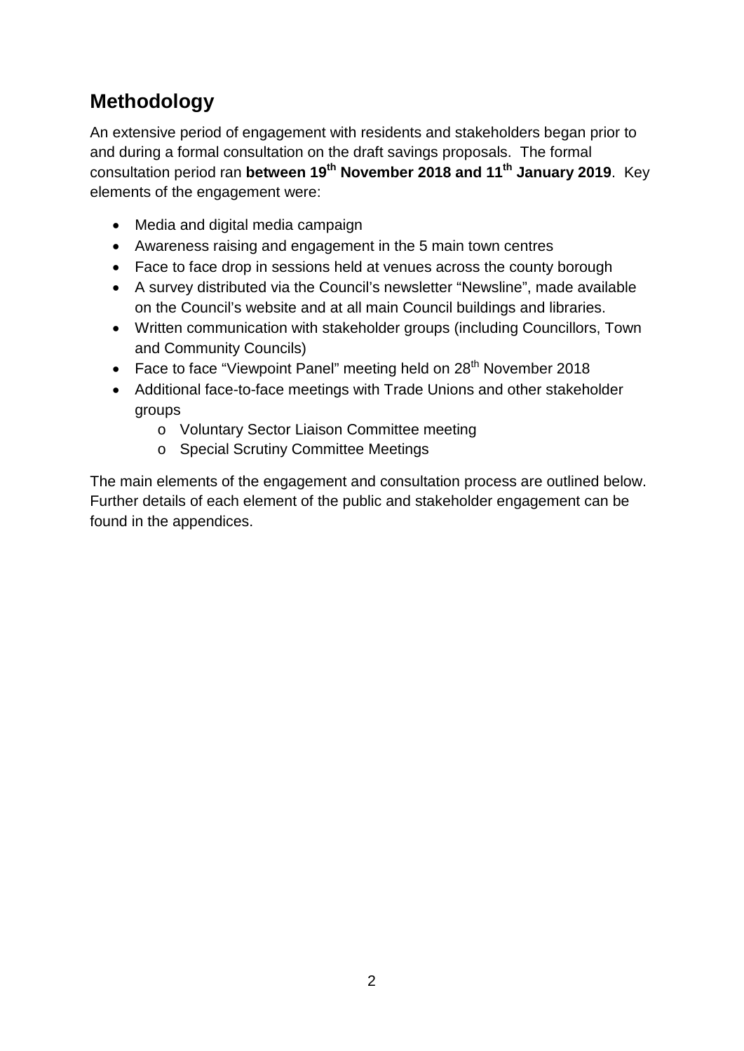## Methodology

An extensive period of engagement with residents and stakeholders began prior to and during a formal consultation on the draft savings proposals. The formal consultation period ran **between 19th November 2018 and 11th January 2019**. Key elements of the engagement were:

- Media and digital media campaign
- Awareness raising and engagement in the 5 main town centres
- Face to face drop in sessions held at venues across the county borough
- A survey distributed via the Council's newsletter "Newsline", made available on the Council's website and at all main Council buildings and libraries.
- Written communication with stakeholder groups (including Councillors, Town and Community Councils)
- Face to face "Viewpoint Panel" meeting held on 28th November 2018
- Additional face-to-face meetings with Trade Unions and other stakeholder groups
    - Voluntary Sector Liaison Committee meeting
    - Special Scrutiny Committee Meetings

The main elements of the engagement and consultation process are outlined below. Further details of each element of the public and stakeholder engagement can be found in the appendices.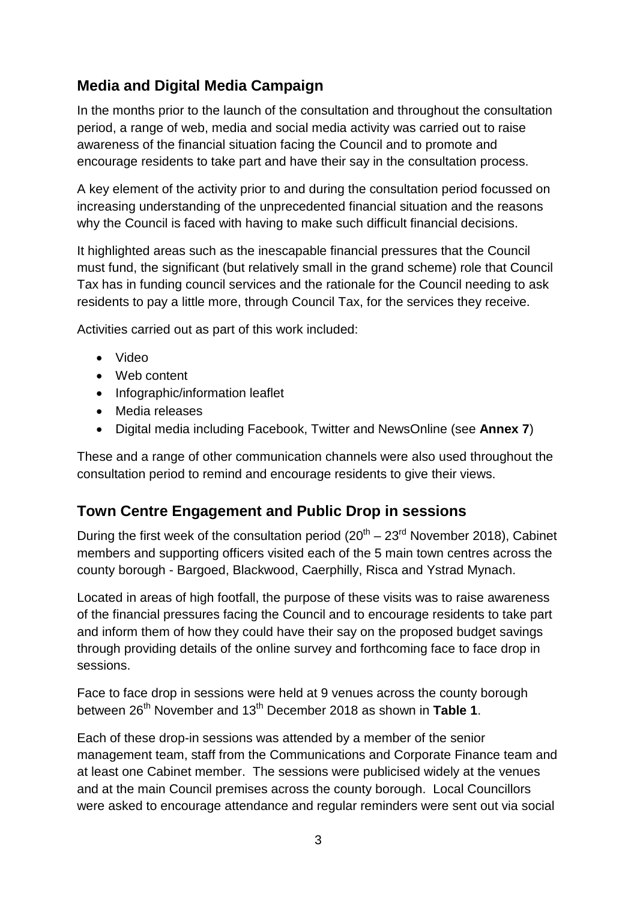## Media and Digital Media Campaign

In the months prior to the launch of the consultation and throughout the consultation period, a range of web, media and social media activity was carried out to raise awareness of the financial situation facing the Council and to promote and encourage residents to take part and have their say in the consultation process.

A key element of the activity prior to and during the consultation period focussed on increasing understanding of the unprecedented financial situation and the reasons why the Council is faced with having to make such difficult financial decisions.

It highlighted areas such as the inescapable financial pressures that the Council must fund, the significant (but relatively small in the grand scheme) role that Council Tax has in funding council services and the rationale for the Council needing to ask residents to pay a little more, through Council Tax, for the services they receive.

Activities carried out as part of this work included:

- Video
- Web content
- Infographic/information leaflet
- Media releases
- Digital media including Facebook, Twitter and NewsOnline (see **Annex 7**)

These and a range of other communication channels were also used throughout the consultation period to remind and encourage residents to give their views.

## Town Centre Engagement and Public Drop in sessions

During the first week of the consultation period (20th – 23rd November 2018), Cabinet members and supporting officers visited each of the 5 main town centres across the county borough - Bargoed, Blackwood, Caerphilly, Risca and Ystrad Mynach.

Located in areas of high footfall, the purpose of these visits was to raise awareness of the financial pressures facing the Council and to encourage residents to take part and inform them of how they could have their say on the proposed budget savings through providing details of the online survey and forthcoming face to face drop in sessions.

Face to face drop in sessions were held at 9 venues across the county borough between 26th November and 13th December 2018 as shown in **Table 1**.

Each of these drop-in sessions was attended by a member of the senior management team, staff from the Communications and Corporate Finance team and at least one Cabinet member. The sessions were publicised widely at the venues and at the main Council premises across the county borough. Local Councillors were asked to encourage attendance and regular reminders were sent out via social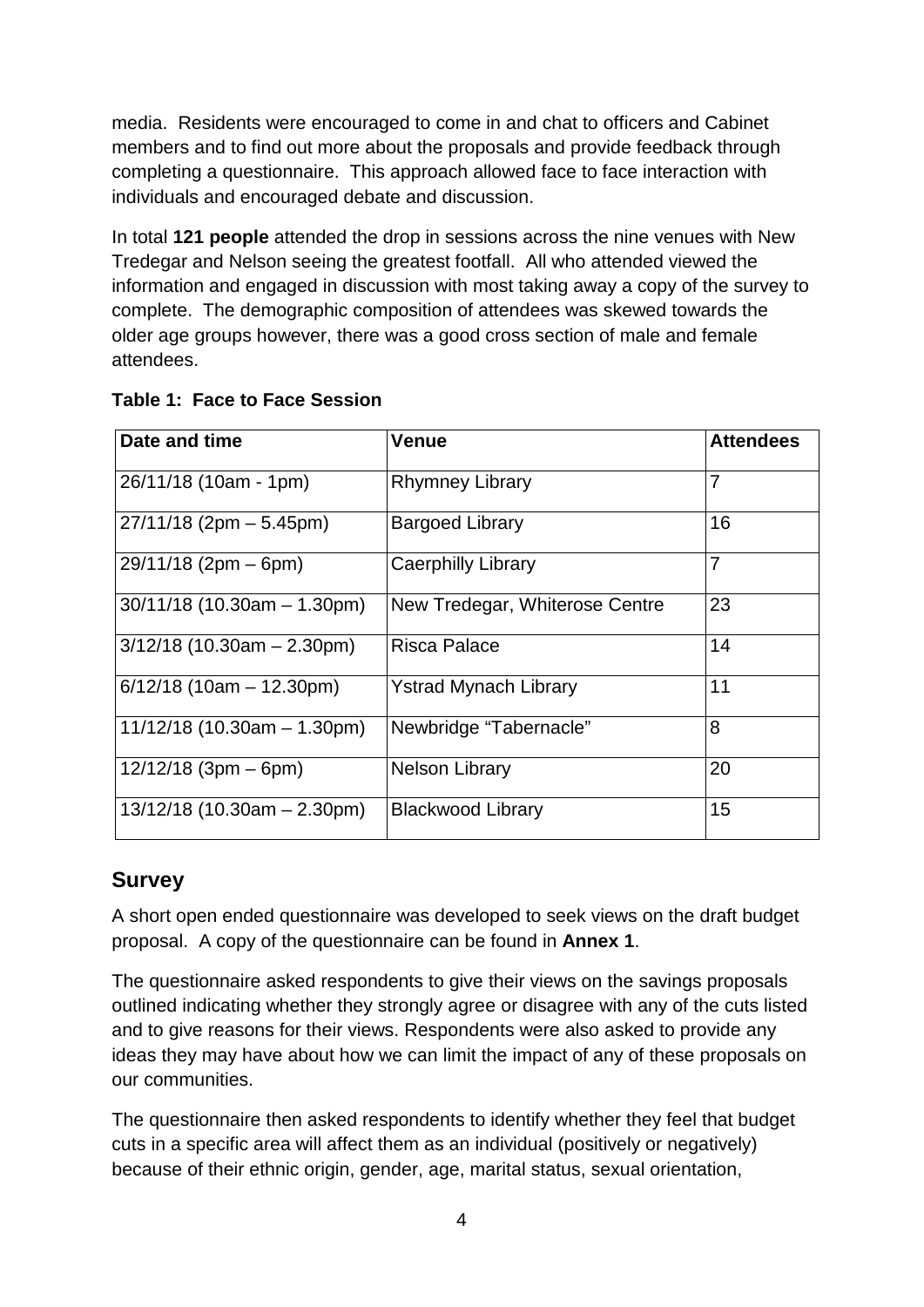media. Residents were encouraged to come in and chat to officers and Cabinet members and to find out more about the proposals and provide feedback through completing a questionnaire. This approach allowed face to face interaction with individuals and encouraged debate and discussion.

In total **121 people** attended the drop in sessions across the nine venues with New Tredegar and Nelson seeing the greatest footfall. All who attended viewed the information and engaged in discussion with most taking away a copy of the survey to complete. The demographic composition of attendees was skewed towards the older age groups however, there was a good cross section of male and female attendees.

**Table 1: Face to Face Session**

| Date and time | Venue | Attendees |
|---|---|---|
| 26/11/18 (10am - 1pm) | Rhymney Library | 7 |
| 27/11/18 (2pm – 5.45pm) | Bargoed Library | 16 |
| 29/11/18 (2pm – 6pm) | Caerphilly Library | 7 |
| 30/11/18 (10.30am – 1.30pm) | New Tredegar, Whiterose Centre | 23 |
| 3/12/18 (10.30am – 2.30pm) | Risca Palace | 14 |
| 6/12/18 (10am – 12.30pm) | Ystrad Mynach Library | 11 |
| 11/12/18 (10.30am – 1.30pm) | Newbridge “Tabernacle” | 8 |
| 12/12/18 (3pm – 6pm) | Nelson Library | 20 |
| 13/12/18 (10.30am – 2.30pm) | Blackwood Library | 15 |

## Survey

A short open ended questionnaire was developed to seek views on the draft budget proposal. A copy of the questionnaire can be found in **Annex 1**.

The questionnaire asked respondents to give their views on the savings proposals outlined indicating whether they strongly agree or disagree with any of the cuts listed and to give reasons for their views. Respondents were also asked to provide any ideas they may have about how we can limit the impact of any of these proposals on our communities.

The questionnaire then asked respondents to identify whether they feel that budget cuts in a specific area will affect them as an individual (positively or negatively) because of their ethnic origin, gender, age, marital status, sexual orientation,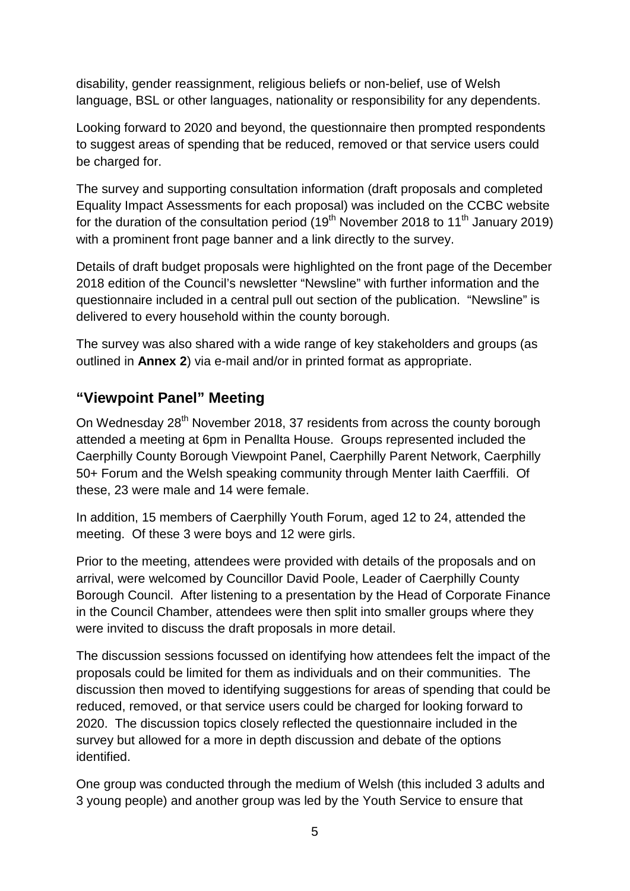disability, gender reassignment, religious beliefs or non-belief, use of Welsh language, BSL or other languages, nationality or responsibility for any dependents.

Looking forward to 2020 and beyond, the questionnaire then prompted respondents to suggest areas of spending that be reduced, removed or that service users could be charged for.

The survey and supporting consultation information (draft proposals and completed Equality Impact Assessments for each proposal) was included on the CCBC website for the duration of the consultation period (19th November 2018 to 11th January 2019) with a prominent front page banner and a link directly to the survey.

Details of draft budget proposals were highlighted on the front page of the December 2018 edition of the Council's newsletter "Newsline" with further information and the questionnaire included in a central pull out section of the publication. "Newsline" is delivered to every household within the county borough.

The survey was also shared with a wide range of key stakeholders and groups (as outlined in **Annex 2**) via e-mail and/or in printed format as appropriate.

## "Viewpoint Panel" Meeting

On Wednesday 28th November 2018, 37 residents from across the county borough attended a meeting at 6pm in Penallta House. Groups represented included the Caerphilly County Borough Viewpoint Panel, Caerphilly Parent Network, Caerphilly 50+ Forum and the Welsh speaking community through Menter Iaith Caerffili. Of these, 23 were male and 14 were female.

In addition, 15 members of Caerphilly Youth Forum, aged 12 to 24, attended the meeting. Of these 3 were boys and 12 were girls.

Prior to the meeting, attendees were provided with details of the proposals and on arrival, were welcomed by Councillor David Poole, Leader of Caerphilly County Borough Council. After listening to a presentation by the Head of Corporate Finance in the Council Chamber, attendees were then split into smaller groups where they were invited to discuss the draft proposals in more detail.

The discussion sessions focussed on identifying how attendees felt the impact of the proposals could be limited for them as individuals and on their communities. The discussion then moved to identifying suggestions for areas of spending that could be reduced, removed, or that service users could be charged for looking forward to 2020. The discussion topics closely reflected the questionnaire included in the survey but allowed for a more in depth discussion and debate of the options identified.

One group was conducted through the medium of Welsh (this included 3 adults and 3 young people) and another group was led by the Youth Service to ensure that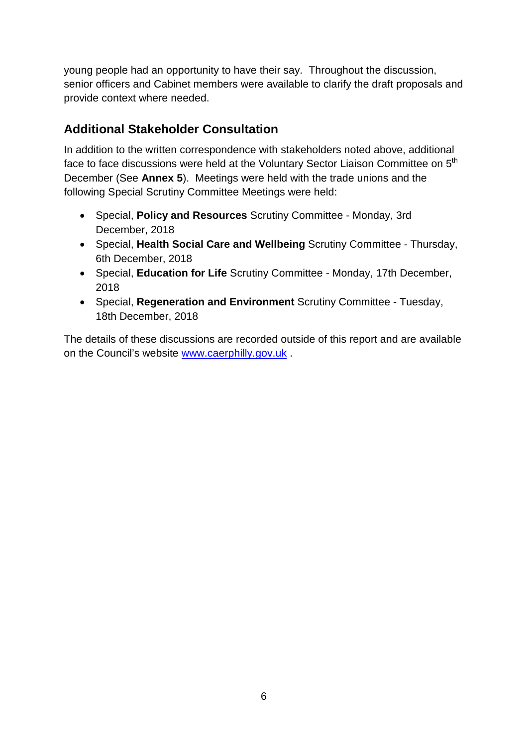young people had an opportunity to have their say. Throughout the discussion, senior officers and Cabinet members were available to clarify the draft proposals and provide context where needed.

## Additional Stakeholder Consultation

In addition to the written correspondence with stakeholders noted above, additional face to face discussions were held at the Voluntary Sector Liaison Committee on 5th December (See **Annex 5**). Meetings were held with the trade unions and the following Special Scrutiny Committee Meetings were held:

- Special, **Policy and Resources** Scrutiny Committee - Monday, 3rd December, 2018
- Special, **Health Social Care and Wellbeing** Scrutiny Committee - Thursday, 6th December, 2018
- Special, **Education for Life** Scrutiny Committee - Monday, 17th December, 2018
- Special, **Regeneration and Environment** Scrutiny Committee - Tuesday, 18th December, 2018

The details of these discussions are recorded outside of this report and are available on the Council's website [www.caerphilly.gov.uk](http://www.caerphilly.gov.uk) .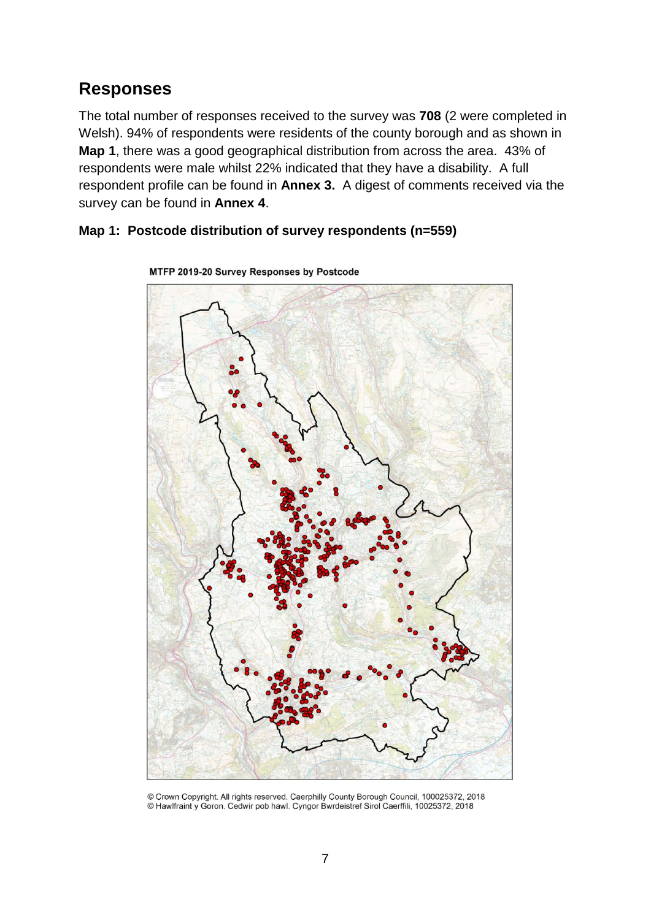## Responses

The total number of responses received to the survey was **708** (2 were completed in Welsh). 94% of respondents were residents of the county borough and as shown in **Map 1**, there was a good geographical distribution from across the area. 43% of respondents were male whilst 22% indicated that they have a disability. A full respondent profile can be found in **Annex 3.** A digest of comments received via the survey can be found in **Annex 4**.

**Map 1: Postcode distribution of survey respondents (n=559)**

MTFP 2019-20 Survey Responses by Postcode

© Crown Copyright. All rights reserved. Caerphilly County Borough Council, 100025372, 2018
© Hawlfraint y Goron. Cedwir pob hawl. Cyngor Bwrdeistref Sirol Caerffili, 10025372, 2018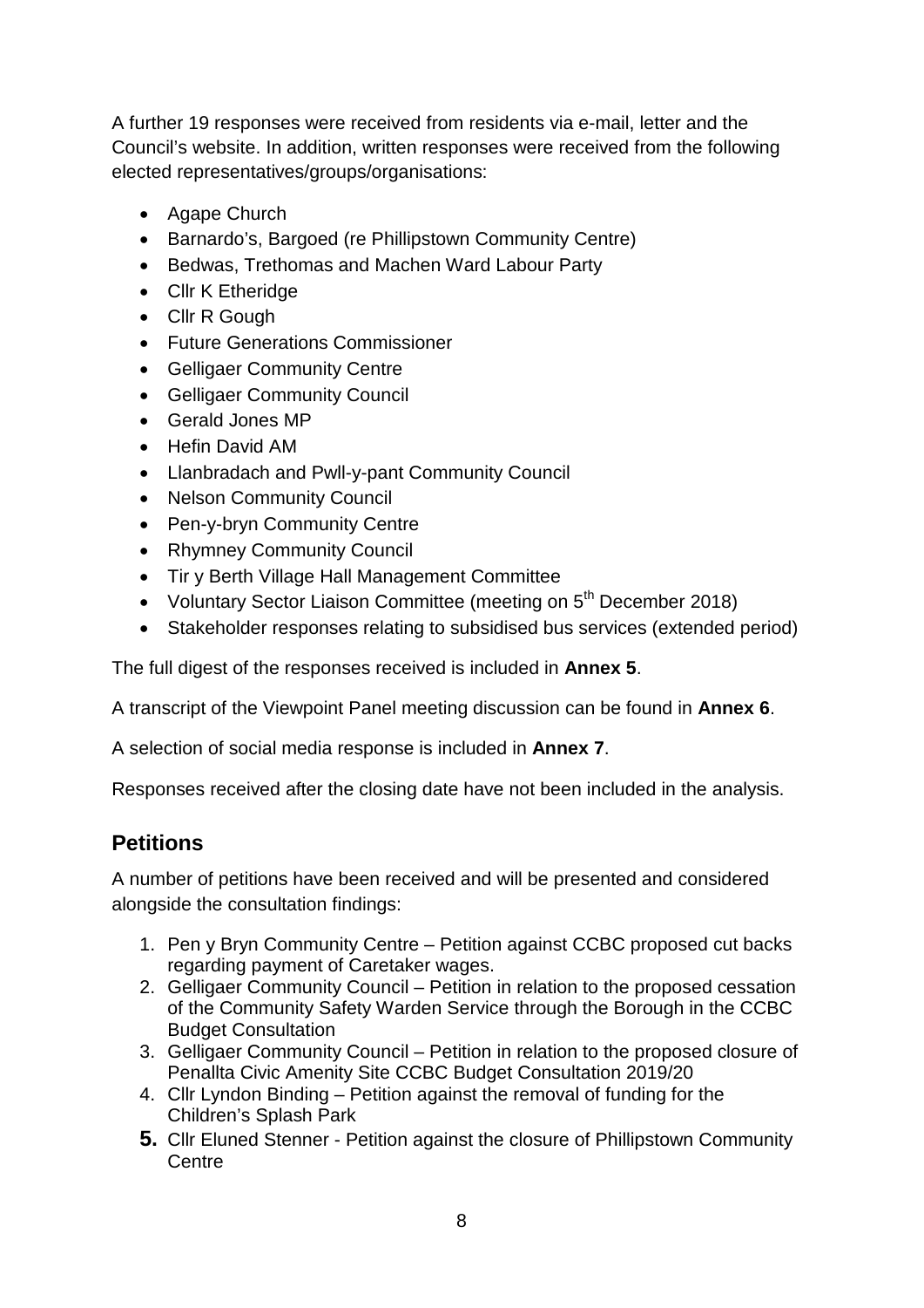A further 19 responses were received from residents via e-mail, letter and the Council's website. In addition, written responses were received from the following elected representatives/groups/organisations:

- Agape Church
- Barnardo's, Bargoed (re Phillipstown Community Centre)
- Bedwas, Trethomas and Machen Ward Labour Party
- Cllr K Etheridge
- Cllr R Gough
- Future Generations Commissioner
- Gelligaer Community Centre
- Gelligaer Community Council
- Gerald Jones MP
- Hefin David AM
- Llanbradach and Pwll-y-pant Community Council
- Nelson Community Council
- Pen-y-bryn Community Centre
- Rhymney Community Council
- Tir y Berth Village Hall Management Committee
- Voluntary Sector Liaison Committee (meeting on 5th December 2018)
- Stakeholder responses relating to subsidised bus services (extended period)

The full digest of the responses received is included in **Annex 5**.

A transcript of the Viewpoint Panel meeting discussion can be found in **Annex 6**.

A selection of social media response is included in **Annex 7**.

Responses received after the closing date have not been included in the analysis.

## Petitions

A number of petitions have been received and will be presented and considered alongside the consultation findings:

1. Pen y Bryn Community Centre – Petition against CCBC proposed cut backs regarding payment of Caretaker wages.
2. Gelligaer Community Council – Petition in relation to the proposed cessation of the Community Safety Warden Service through the Borough in the CCBC Budget Consultation
3. Gelligaer Community Council – Petition in relation to the proposed closure of Penallta Civic Amenity Site CCBC Budget Consultation 2019/20
4. Cllr Lyndon Binding – Petition against the removal of funding for the Children's Splash Park
5. Cllr Eluned Stenner - Petition against the closure of Phillipstown Community Centre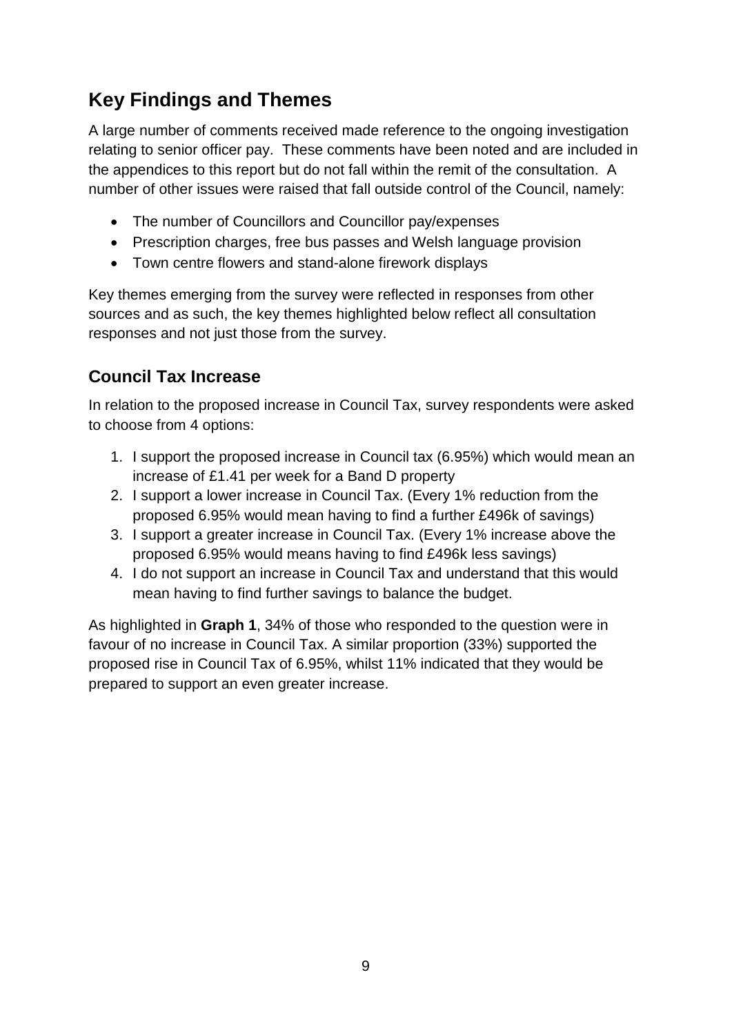## Key Findings and Themes

A large number of comments received made reference to the ongoing investigation relating to senior officer pay. These comments have been noted and are included in the appendices to this report but do not fall within the remit of the consultation. A number of other issues were raised that fall outside control of the Council, namely:

- The number of Councillors and Councillor pay/expenses
- Prescription charges, free bus passes and Welsh language provision
- Town centre flowers and stand-alone firework displays

Key themes emerging from the survey were reflected in responses from other sources and as such, the key themes highlighted below reflect all consultation responses and not just those from the survey.

### Council Tax Increase

In relation to the proposed increase in Council Tax, survey respondents were asked to choose from 4 options:

1. I support the proposed increase in Council tax (6.95%) which would mean an increase of £1.41 per week for a Band D property
2. I support a lower increase in Council Tax. (Every 1% reduction from the proposed 6.95% would mean having to find a further £496k of savings)
3. I support a greater increase in Council Tax. (Every 1% increase above the proposed 6.95% would means having to find £496k less savings)
4. I do not support an increase in Council Tax and understand that this would mean having to find further savings to balance the budget.

As highlighted in **Graph 1**, 34% of those who responded to the question were in favour of no increase in Council Tax. A similar proportion (33%) supported the proposed rise in Council Tax of 6.95%, whilst 11% indicated that they would be prepared to support an even greater increase.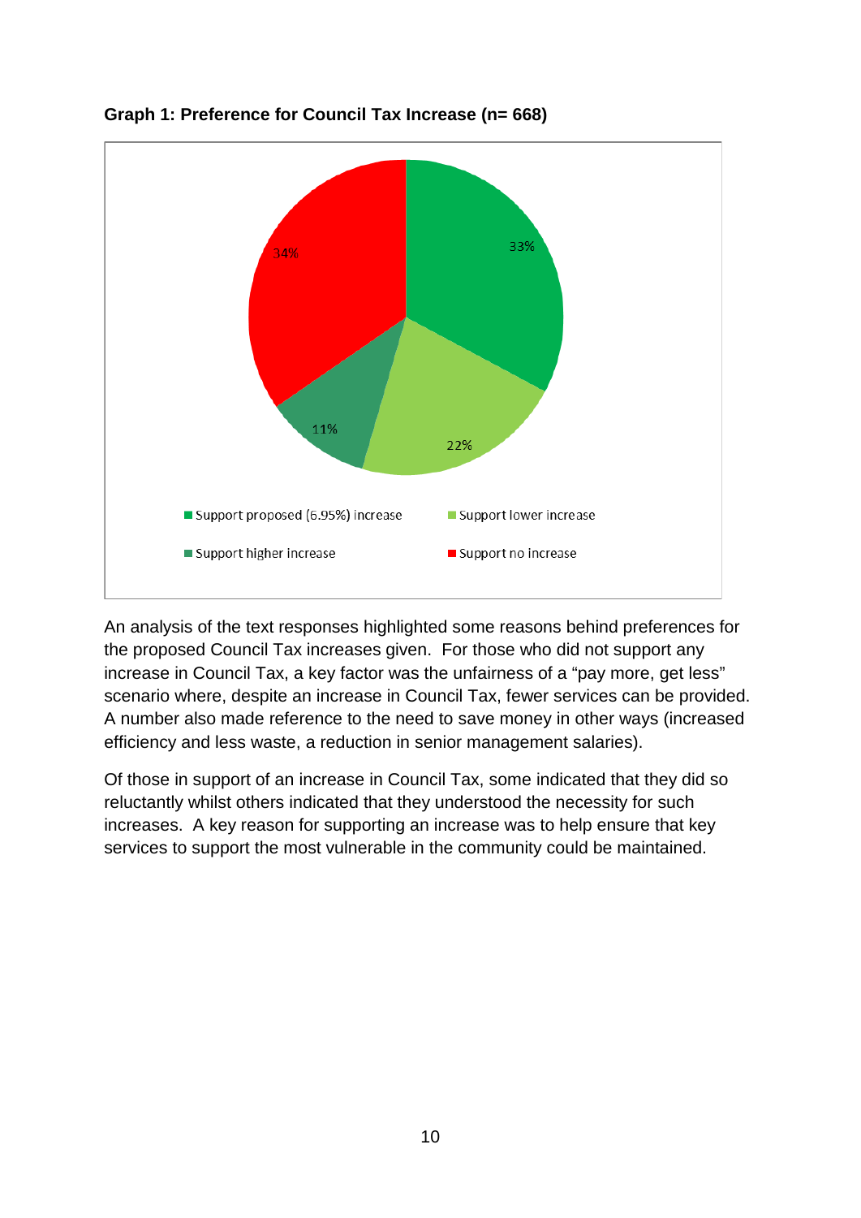**Graph 1: Preference for Council Tax Increase (n= 668)**

| Preference | Percentage |
|---|---|
| Support proposed (6.95%) increase | 33% |
| Support lower increase | 22% |
| Support higher increase | 11% |
| Support no increase | 34% |

An analysis of the text responses highlighted some reasons behind preferences for the proposed Council Tax increases given. For those who did not support any increase in Council Tax, a key factor was the unfairness of a "pay more, get less" scenario where, despite an increase in Council Tax, fewer services can be provided. A number also made reference to the need to save money in other ways (increased efficiency and less waste, a reduction in senior management salaries).

Of those in support of an increase in Council Tax, some indicated that they did so reluctantly whilst others indicated that they understood the necessity for such increases. A key reason for supporting an increase was to help ensure that key services to support the most vulnerable in the community could be maintained.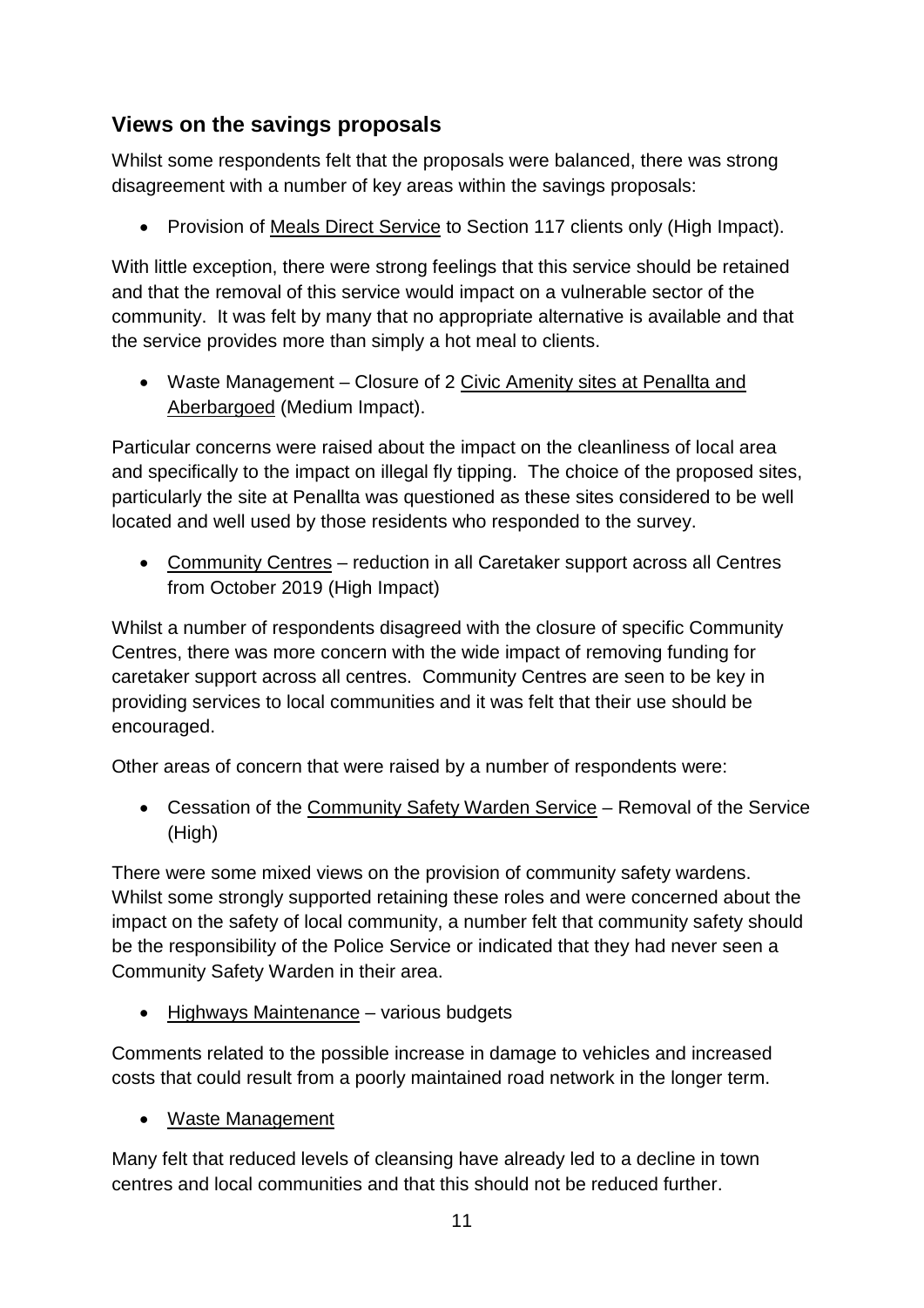## Views on the savings proposals

Whilst some respondents felt that the proposals were balanced, there was strong disagreement with a number of key areas within the savings proposals:

- Provision of Meals Direct Service to Section 117 clients only (High Impact).

With little exception, there were strong feelings that this service should be retained and that the removal of this service would impact on a vulnerable sector of the community. It was felt by many that no appropriate alternative is available and that the service provides more than simply a hot meal to clients.

- Waste Management – Closure of 2 Civic Amenity sites at Penallta and Aberbargoed (Medium Impact).

Particular concerns were raised about the impact on the cleanliness of local area and specifically to the impact on illegal fly tipping. The choice of the proposed sites, particularly the site at Penallta was questioned as these sites considered to be well located and well used by those residents who responded to the survey.

- Community Centres – reduction in all Caretaker support across all Centres from October 2019 (High Impact)

Whilst a number of respondents disagreed with the closure of specific Community Centres, there was more concern with the wide impact of removing funding for caretaker support across all centres. Community Centres are seen to be key in providing services to local communities and it was felt that their use should be encouraged.

Other areas of concern that were raised by a number of respondents were:

- Cessation of the Community Safety Warden Service – Removal of the Service (High)

There were some mixed views on the provision of community safety wardens. Whilst some strongly supported retaining these roles and were concerned about the impact on the safety of local community, a number felt that community safety should be the responsibility of the Police Service or indicated that they had never seen a Community Safety Warden in their area.

- Highways Maintenance – various budgets

Comments related to the possible increase in damage to vehicles and increased costs that could result from a poorly maintained road network in the longer term.

- Waste Management

Many felt that reduced levels of cleansing have already led to a decline in town centres and local communities and that this should not be reduced further.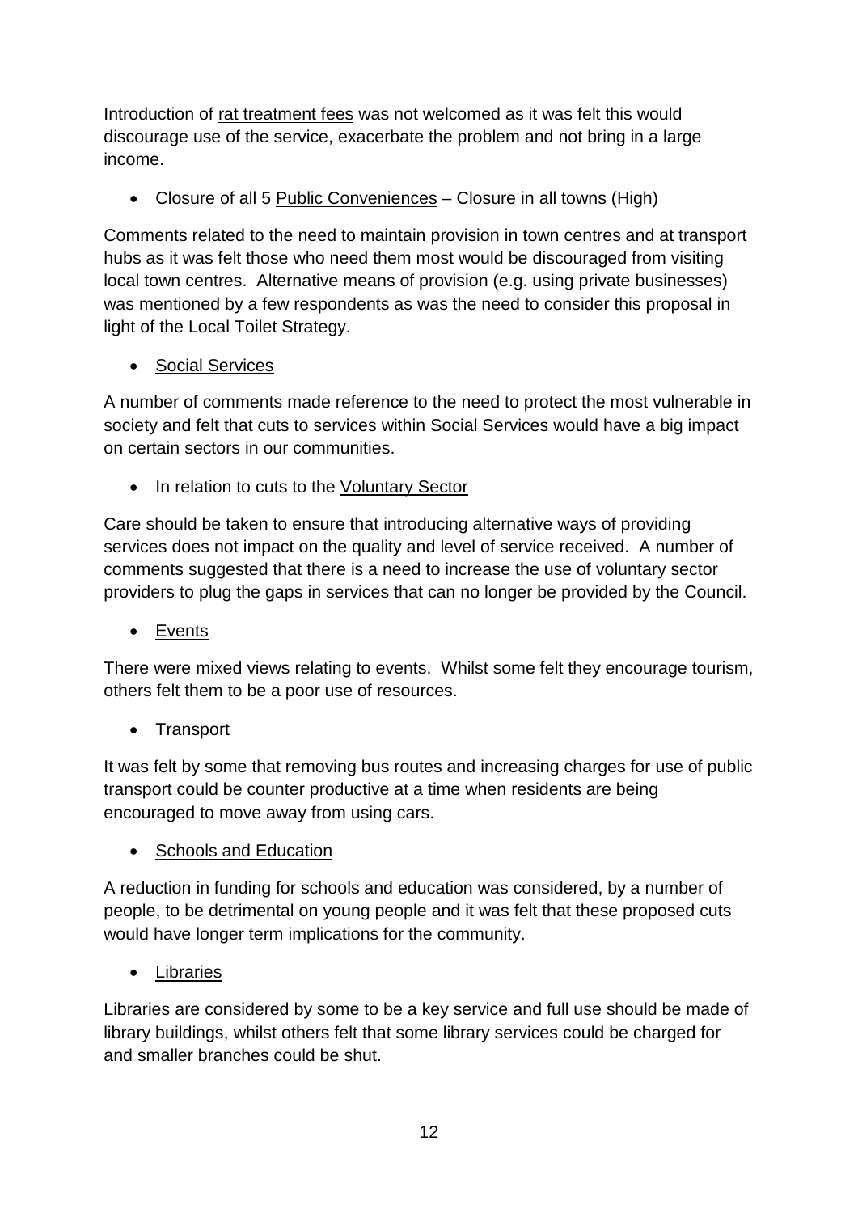Introduction of rat treatment fees was not welcomed as it was felt this would discourage use of the service, exacerbate the problem and not bring in a large income.

- Closure of all 5 Public Conveniences – Closure in all towns (High)

Comments related to the need to maintain provision in town centres and at transport hubs as it was felt those who need them most would be discouraged from visiting local town centres. Alternative means of provision (e.g. using private businesses) was mentioned by a few respondents as was the need to consider this proposal in light of the Local Toilet Strategy.

- Social Services

A number of comments made reference to the need to protect the most vulnerable in society and felt that cuts to services within Social Services would have a big impact on certain sectors in our communities.

- In relation to cuts to the Voluntary Sector

Care should be taken to ensure that introducing alternative ways of providing services does not impact on the quality and level of service received. A number of comments suggested that there is a need to increase the use of voluntary sector providers to plug the gaps in services that can no longer be provided by the Council.

- Events

There were mixed views relating to events. Whilst some felt they encourage tourism, others felt them to be a poor use of resources.

- Transport

It was felt by some that removing bus routes and increasing charges for use of public transport could be counter productive at a time when residents are being encouraged to move away from using cars.

- Schools and Education

A reduction in funding for schools and education was considered, by a number of people, to be detrimental on young people and it was felt that these proposed cuts would have longer term implications for the community.

- Libraries

Libraries are considered by some to be a key service and full use should be made of library buildings, whilst others felt that some library services could be charged for and smaller branches could be shut.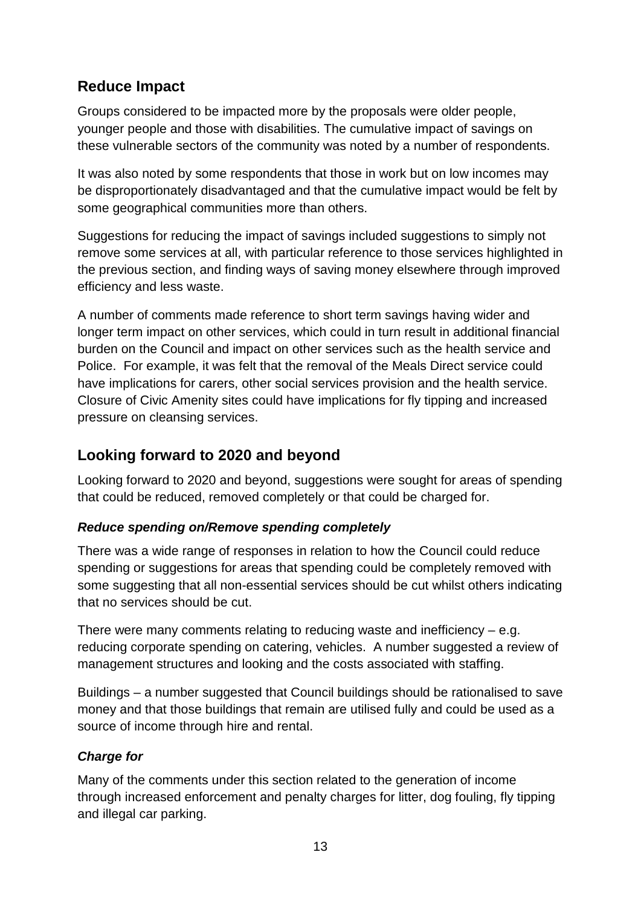## Reduce Impact

Groups considered to be impacted more by the proposals were older people, younger people and those with disabilities. The cumulative impact of savings on these vulnerable sectors of the community was noted by a number of respondents.

It was also noted by some respondents that those in work but on low incomes may be disproportionately disadvantaged and that the cumulative impact would be felt by some geographical communities more than others.

Suggestions for reducing the impact of savings included suggestions to simply not remove some services at all, with particular reference to those services highlighted in the previous section, and finding ways of saving money elsewhere through improved efficiency and less waste.

A number of comments made reference to short term savings having wider and longer term impact on other services, which could in turn result in additional financial burden on the Council and impact on other services such as the health service and Police.  For example, it was felt that the removal of the Meals Direct service could have implications for carers, other social services provision and the health service. Closure of Civic Amenity sites could have implications for fly tipping and increased pressure on cleansing services.

## Looking forward to 2020 and beyond

Looking forward to 2020 and beyond, suggestions were sought for areas of spending that could be reduced, removed completely or that could be charged for.

### *Reduce spending on/Remove spending completely*

There was a wide range of responses in relation to how the Council could reduce spending or suggestions for areas that spending could be completely removed with some suggesting that all non-essential services should be cut whilst others indicating that no services should be cut.

There were many comments relating to reducing waste and inefficiency – e.g. reducing corporate spending on catering, vehicles.  A number suggested a review of management structures and looking and the costs associated with staffing.

Buildings – a number suggested that Council buildings should be rationalised to save money and that those buildings that remain are utilised fully and could be used as a source of income through hire and rental.

### *Charge for*

Many of the comments under this section related to the generation of income through increased enforcement and penalty charges for litter, dog fouling, fly tipping and illegal car parking.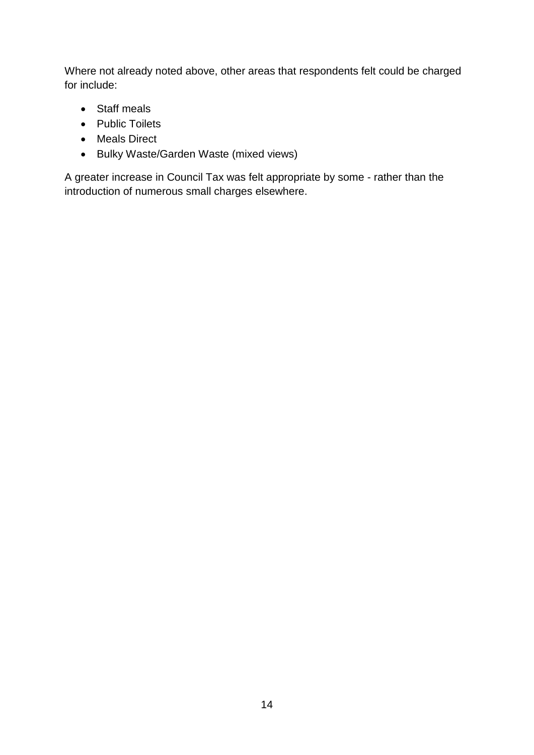Where not already noted above, other areas that respondents felt could be charged for include:

- Staff meals
- Public Toilets
- Meals Direct
- Bulky Waste/Garden Waste (mixed views)

A greater increase in Council Tax was felt appropriate by some - rather than the introduction of numerous small charges elsewhere.